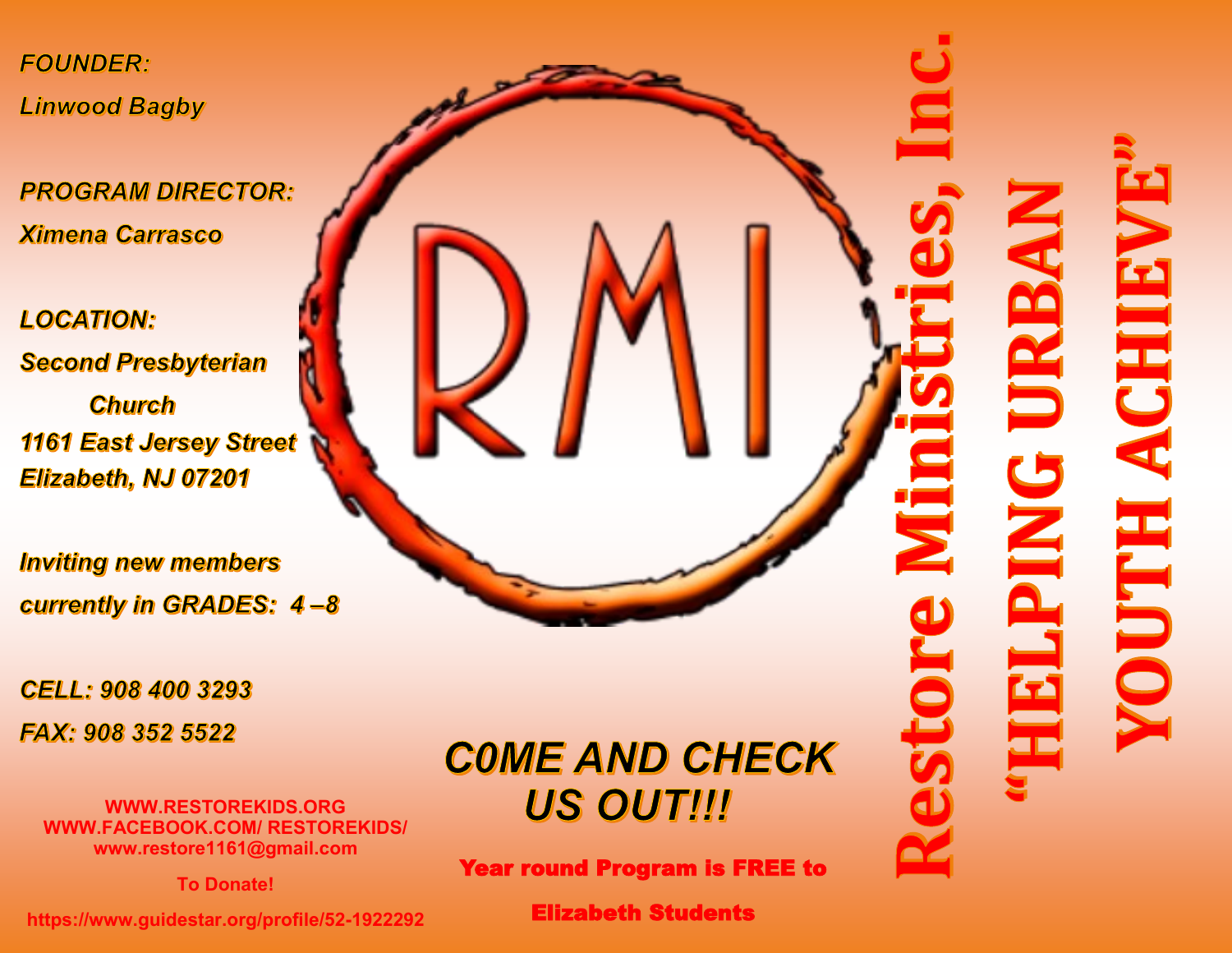# Restore Ministries, Inc.

## "HELPING URBAN YOUTH ACHIEVE"

RMI

***FOUNDER:***

***Linwood Bagby***

***PROGRAM DIRECTOR:***

***Ximena Carrasco***

***LOCATION:***

***Second Presbyterian Church***
***1161 East Jersey Street***
***Elizabeth, NJ 07201***

***Inviting new members currently in GRADES: 4 –8***

***CELL: 908 400 3293***
***FAX: 908 352 5522***

**WWW.RESTOREKIDS.ORG**
**WWW.FACEBOOK.COM/ RESTOREKIDS/**
**www.restore1161@gmail.com**

**To Donate!**

**https://www.guidestar.org/profile/52-1922292**

***C0ME AND CHECK US OUT!!!***

**Year round Program is FREE to Elizabeth Students**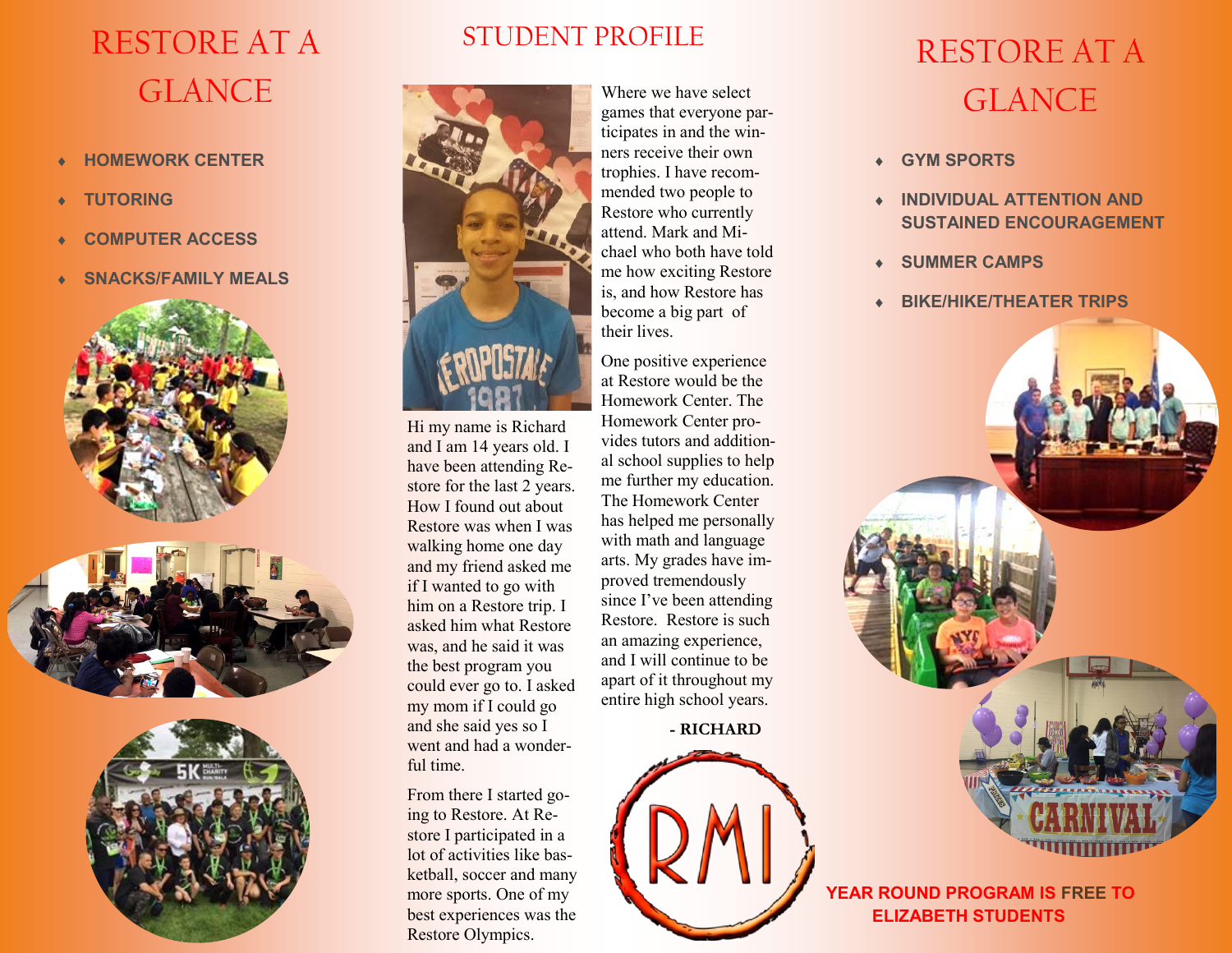# RESTORE AT A GLANCE

- HOMEWORK CENTER
- TUTORING
- COMPUTER ACCESS
- SNACKS/FAMILY MEALS

# STUDENT PROFILE

Hi my name is Richard and I am 14 years old. I have been attending Restore for the last 2 years. How I found out about Restore was when I was walking home one day and my friend asked me if I wanted to go with him on a Restore trip. I asked him what Restore was, and he said it was the best program you could ever go to. I asked my mom if I could go and she said yes so I went and had a wonderful time.

From there I started going to Restore. At Restore I participated in a lot of activities like basketball, soccer and many more sports. One of my best experiences was the Restore Olympics. Where we have select games that everyone participates in and the winners receive their own trophies. I have recommended two people to Restore who currently attend. Mark and Michael who both have told me how exciting Restore is, and how Restore has become a big part of their lives.

One positive experience at Restore would be the Homework Center. The Homework Center provides tutors and additional school supplies to help me further my education. The Homework Center has helped me personally with math and language arts. My grades have improved tremendously since I've been attending Restore. Restore is such an amazing experience, and I will continue to be apart of it throughout my entire high school years.

**- RICHARD**

RMI

# RESTORE AT A GLANCE

- GYM SPORTS
- INDIVIDUAL ATTENTION AND SUSTAINED ENCOURAGEMENT
- SUMMER CAMPS
- BIKE/HIKE/THEATER TRIPS

**YEAR ROUND PROGRAM IS FREE TO ELIZABETH STUDENTS**